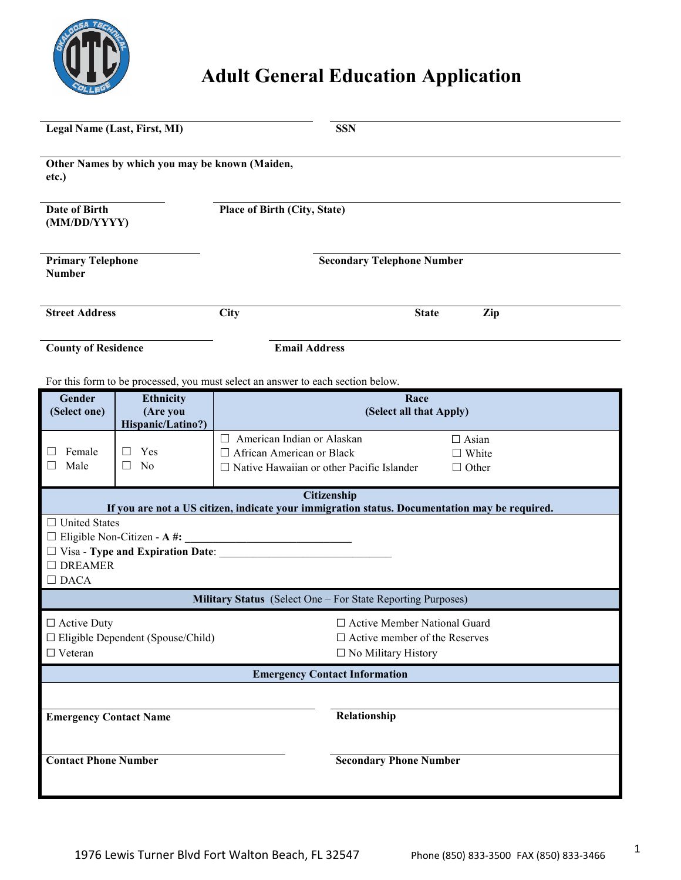# Adult General Education Application

Legal Name (Last, First, MI) ______________________ **SSN** ______________________

**Other Names by which you may be known (Maiden, etc.)** ______________________

**Date of Birth (MM/DD/YYYY)** ______________________ **Place of Birth (City, State)** ______________________

**Primary Telephone Number** ______________________ **Secondary Telephone Number** ______________________

**Street Address** ______________________ **City** ______________________ **State** ______ **Zip** ______

**County of Residence** ______________________ **Email Address** ______________________

For this form to be processed, you must select an answer to each section below.

| Gender (Select one) | Ethnicity (Are you Hispanic/Latino?) | Race (Select all that Apply) | |
|---|---|---|---|
| ☐ Female<br>☐ Male | ☐ Yes<br>☐ No | ☐ American Indian or Alaskan<br>☐ African American or Black<br>☐ Native Hawaiian or other Pacific Islander | ☐ Asian<br>☐ White<br>☐ Other |

**Citizenship**

**If you are not a US citizen, indicate your immigration status. Documentation may be required.**

☐ United States
☐ Eligible Non-Citizen - **A #:** ______________________
☐ Visa - **Type and Expiration Date**: ______________________
☐ DREAMER
☐ DACA

**Military Status** (Select One – For State Reporting Purposes)

| | |
|---|---|
| ☐ Active Duty | ☐ Active Member National Guard |
| ☐ Eligible Dependent (Spouse/Child) | ☐ Active member of the Reserves |
| ☐ Veteran | ☐ No Military History |

**Emergency Contact Information**

**Emergency Contact Name** ______________________ **Relationship** ______________________

**Contact Phone Number** ______________________ **Secondary Phone Number** ______________________

1976 Lewis Turner Blvd Fort Walton Beach, FL 32547 Phone (850) 833-3500 FAX (850) 833-3466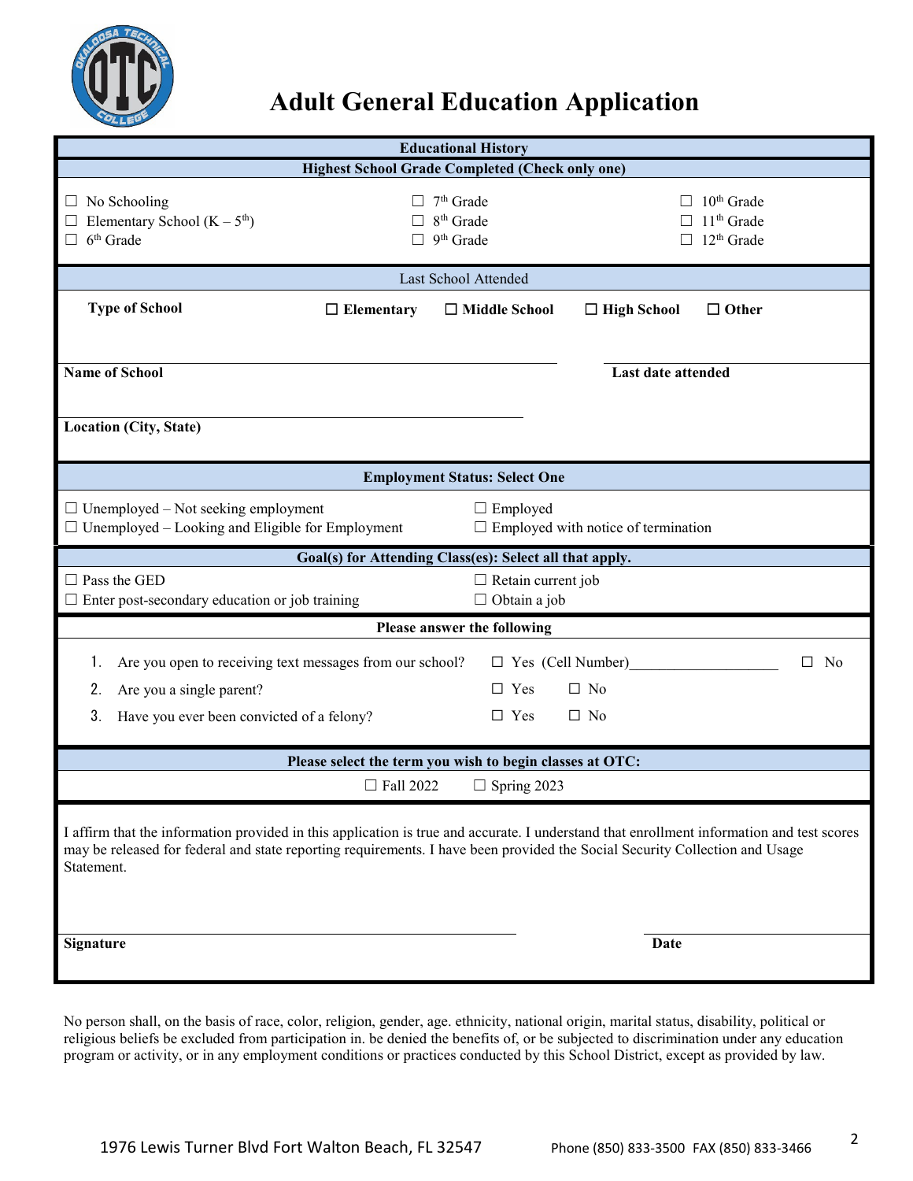# Adult General Education Application

## Educational History

### Highest School Grade Completed (Check only one)

| | | |
|---|---|---|
| ☐ No Schooling | ☐ 7th Grade | ☐ 10th Grade |
| ☐ Elementary School (K – 5th) | ☐ 8th Grade | ☐ 11th Grade |
| ☐ 6th Grade | ☐ 9th Grade | ☐ 12th Grade |

### Last School Attended

**Type of School** ☐ **Elementary** ☐ **Middle School** ☐ **High School** ☐ **Other**

**Name of School** ____________________ **Last date attended** ____________________

**Location (City, State)** ____________________

### Employment Status: Select One

| | |
|---|---|
| ☐ Unemployed – Not seeking employment | ☐ Employed |
| ☐ Unemployed – Looking and Eligible for Employment | ☐ Employed with notice of termination |

### Goal(s) for Attending Class(es): Select all that apply.

| | |
|---|---|
| ☐ Pass the GED | ☐ Retain current job |
| ☐ Enter post-secondary education or job training | ☐ Obtain a job |

### Please answer the following

1. Are you open to receiving text messages from our school? ☐ Yes (Cell Number)____________________ ☐ No
2. Are you a single parent? ☐ Yes ☐ No
3. Have you ever been convicted of a felony? ☐ Yes ☐ No

### Please select the term you wish to begin classes at OTC:

☐ Fall 2022 ☐ Spring 2023

I affirm that the information provided in this application is true and accurate. I understand that enrollment information and test scores may be released for federal and state reporting requirements. I have been provided the Social Security Collection and Usage Statement.

**Signature** ____________________ **Date** ____________________

No person shall, on the basis of race, color, religion, gender, age. ethnicity, national origin, marital status, disability, political or religious beliefs be excluded from participation in. be denied the benefits of, or be subjected to discrimination under any education program or activity, or in any employment conditions or practices conducted by this School District, except as provided by law.

1976 Lewis Turner Blvd Fort Walton Beach, FL 32547 Phone (850) 833-3500 FAX (850) 833-3466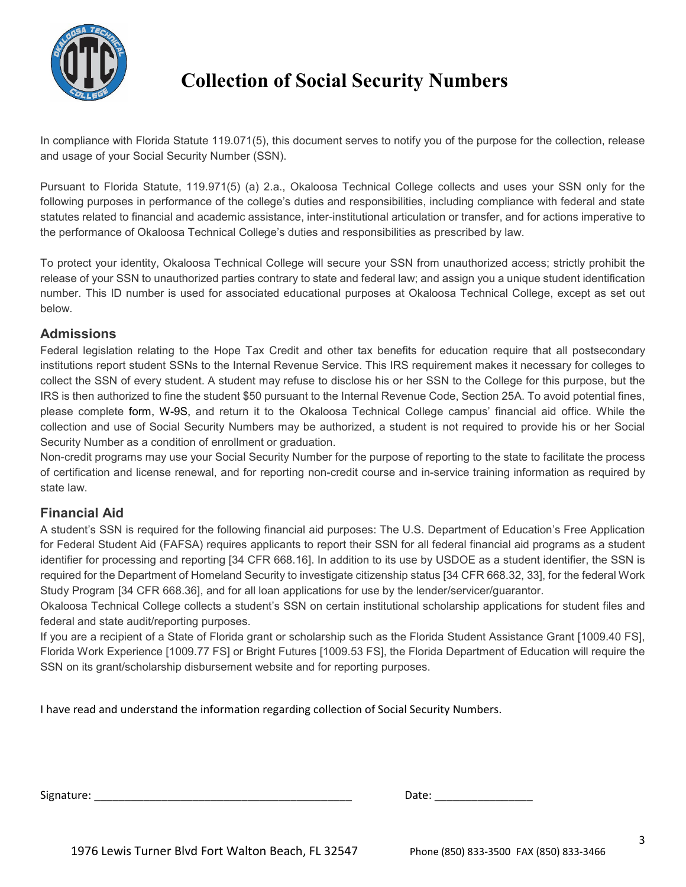# Collection of Social Security Numbers

In compliance with Florida Statute 119.071(5), this document serves to notify you of the purpose for the collection, release and usage of your Social Security Number (SSN).

Pursuant to Florida Statute, 119.971(5) (a) 2.a., Okaloosa Technical College collects and uses your SSN only for the following purposes in performance of the college's duties and responsibilities, including compliance with federal and state statutes related to financial and academic assistance, inter-institutional articulation or transfer, and for actions imperative to the performance of Okaloosa Technical College's duties and responsibilities as prescribed by law.

To protect your identity, Okaloosa Technical College will secure your SSN from unauthorized access; strictly prohibit the release of your SSN to unauthorized parties contrary to state and federal law; and assign you a unique student identification number. This ID number is used for associated educational purposes at Okaloosa Technical College, except as set out below.

## Admissions

Federal legislation relating to the Hope Tax Credit and other tax benefits for education require that all postsecondary institutions report student SSNs to the Internal Revenue Service. This IRS requirement makes it necessary for colleges to collect the SSN of every student. A student may refuse to disclose his or her SSN to the College for this purpose, but the IRS is then authorized to fine the student $50 pursuant to the Internal Revenue Code, Section 25A. To avoid potential fines, please complete form, W-9S, and return it to the Okaloosa Technical College campus' financial aid office. While the collection and use of Social Security Numbers may be authorized, a student is not required to provide his or her Social Security Number as a condition of enrollment or graduation.

Non-credit programs may use your Social Security Number for the purpose of reporting to the state to facilitate the process of certification and license renewal, and for reporting non-credit course and in-service training information as required by state law.

## Financial Aid

A student's SSN is required for the following financial aid purposes: The U.S. Department of Education's Free Application for Federal Student Aid (FAFSA) requires applicants to report their SSN for all federal financial aid programs as a student identifier for processing and reporting [34 CFR 668.16]. In addition to its use by USDOE as a student identifier, the SSN is required for the Department of Homeland Security to investigate citizenship status [34 CFR 668.32, 33], for the federal Work Study Program [34 CFR 668.36], and for all loan applications for use by the lender/servicer/guarantor.

Okaloosa Technical College collects a student's SSN on certain institutional scholarship applications for student files and federal and state audit/reporting purposes.

If you are a recipient of a State of Florida grant or scholarship such as the Florida Student Assistance Grant [1009.40 FS], Florida Work Experience [1009.77 FS] or Bright Futures [1009.53 FS], the Florida Department of Education will require the SSN on its grant/scholarship disbursement website and for reporting purposes.

I have read and understand the information regarding collection of Social Security Numbers.

Signature: ___________________________________________ Date: ________________

1976 Lewis Turner Blvd Fort Walton Beach, FL 32547 Phone (850) 833-3500 FAX (850) 833-3466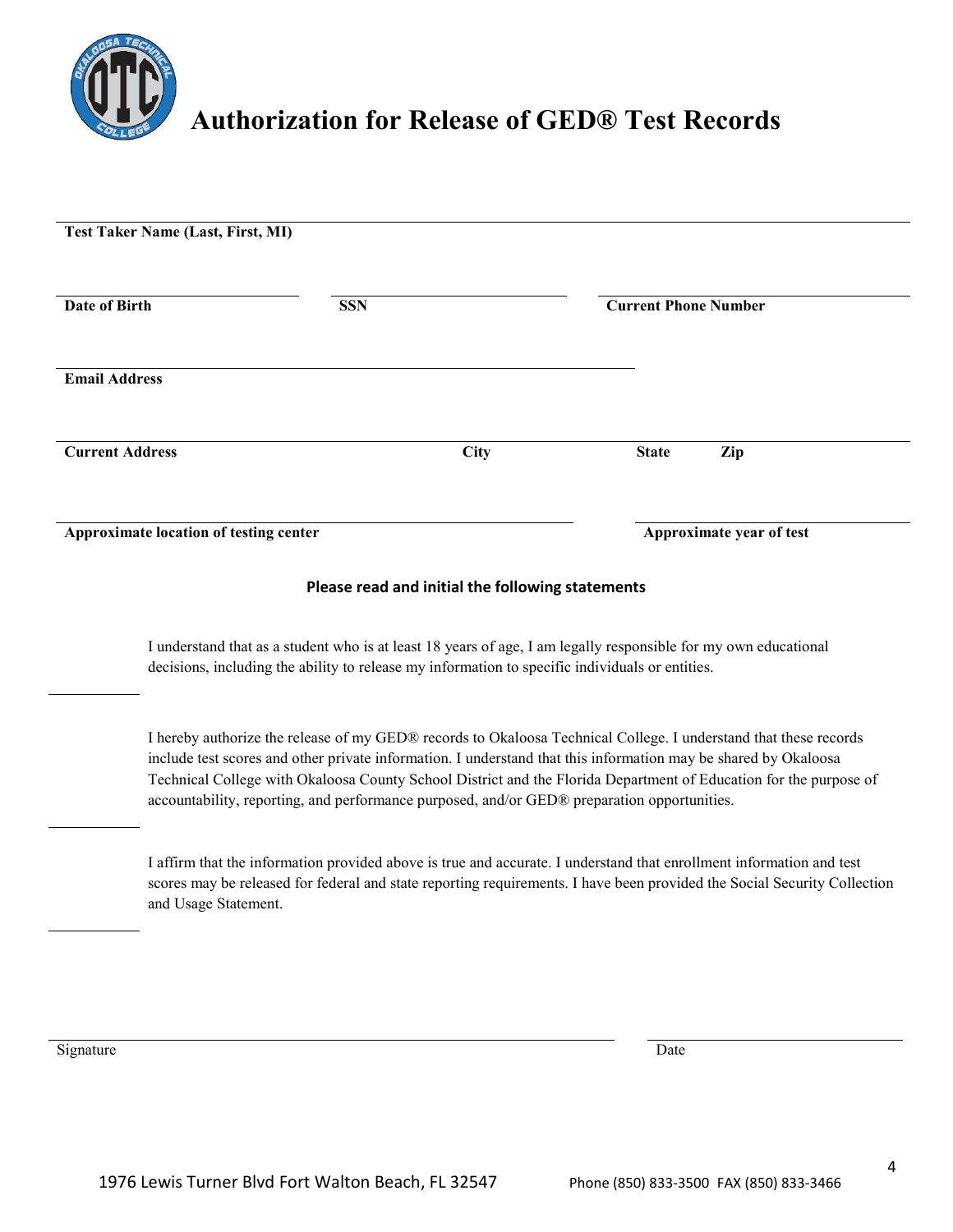# Authorization for Release of GED® Test Records

**Test Taker Name (Last, First, MI)**

**Date of Birth** | **SSN** | **Current Phone Number**

**Email Address**

**Current Address** | **City** | **State** | **Zip**

**Approximate location of testing center** | **Approximate year of test**

**Please read and initial the following statements**

\_\_\_\_\_\_\_\_ I understand that as a student who is at least 18 years of age, I am legally responsible for my own educational decisions, including the ability to release my information to specific individuals or entities.

\_\_\_\_\_\_\_\_ I hereby authorize the release of my GED® records to Okaloosa Technical College. I understand that these records include test scores and other private information. I understand that this information may be shared by Okaloosa Technical College with Okaloosa County School District and the Florida Department of Education for the purpose of accountability, reporting, and performance purposed, and/or GED® preparation opportunities.

\_\_\_\_\_\_\_\_ I affirm that the information provided above is true and accurate. I understand that enrollment information and test scores may be released for federal and state reporting requirements. I have been provided the Social Security Collection and Usage Statement.

Signature \_\_\_\_\_\_\_\_\_\_\_\_\_\_\_\_\_\_\_\_\_\_\_\_\_\_\_\_ Date \_\_\_\_\_\_\_\_\_\_\_\_

1976 Lewis Turner Blvd Fort Walton Beach, FL 32547 Phone (850) 833-3500 FAX (850) 833-3466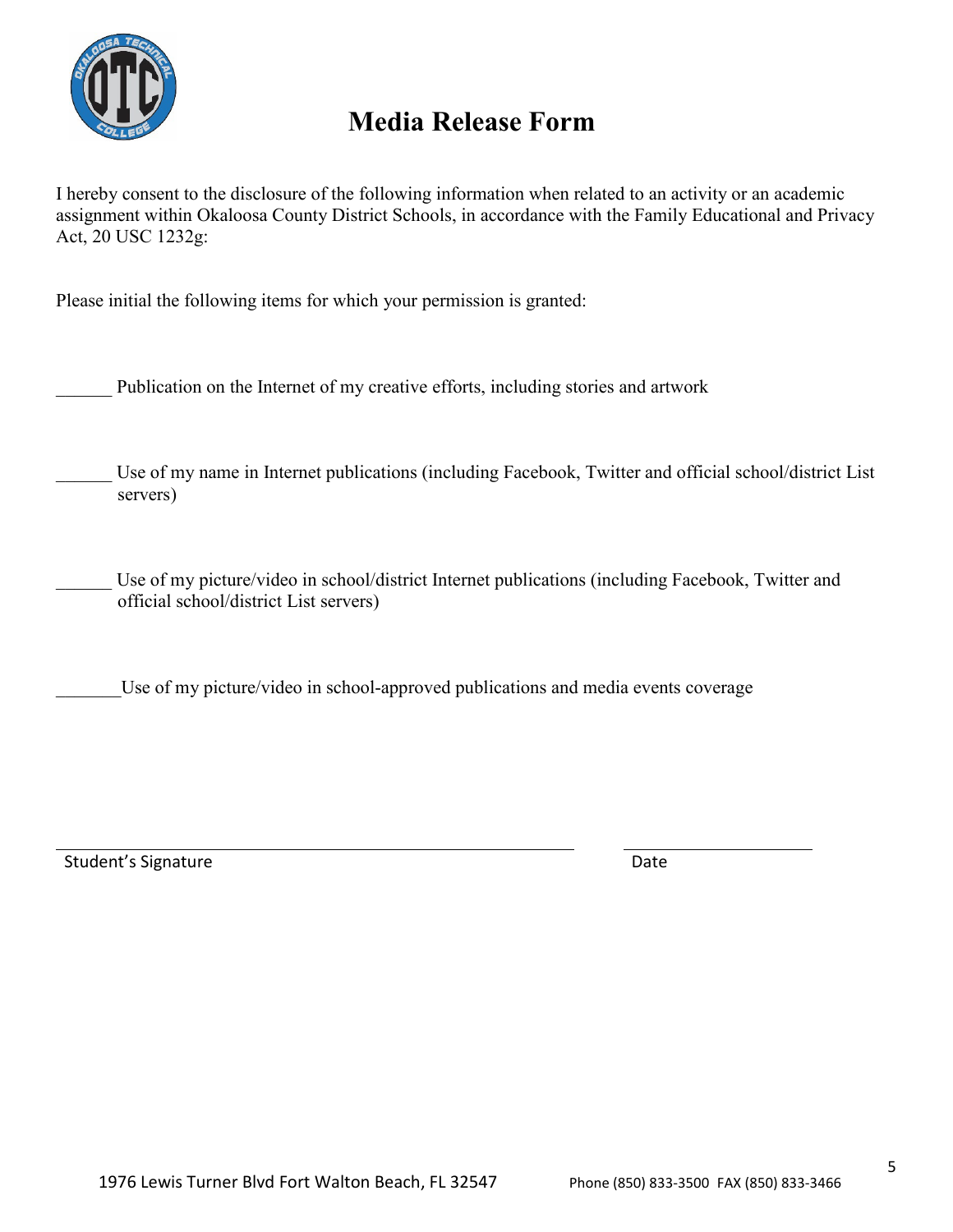# Media Release Form

I hereby consent to the disclosure of the following information when related to an activity or an academic assignment within Okaloosa County District Schools, in accordance with the Family Educational and Privacy Act, 20 USC 1232g:

Please initial the following items for which your permission is granted:

______ Publication on the Internet of my creative efforts, including stories and artwork

______ Use of my name in Internet publications (including Facebook, Twitter and official school/district List servers)

______ Use of my picture/video in school/district Internet publications (including Facebook, Twitter and official school/district List servers)

_______Use of my picture/video in school-approved publications and media events coverage

_______________________________________ ____________________

Student's Signature Date

1976 Lewis Turner Blvd Fort Walton Beach, FL 32547 Phone (850) 833-3500 FAX (850) 833-3466